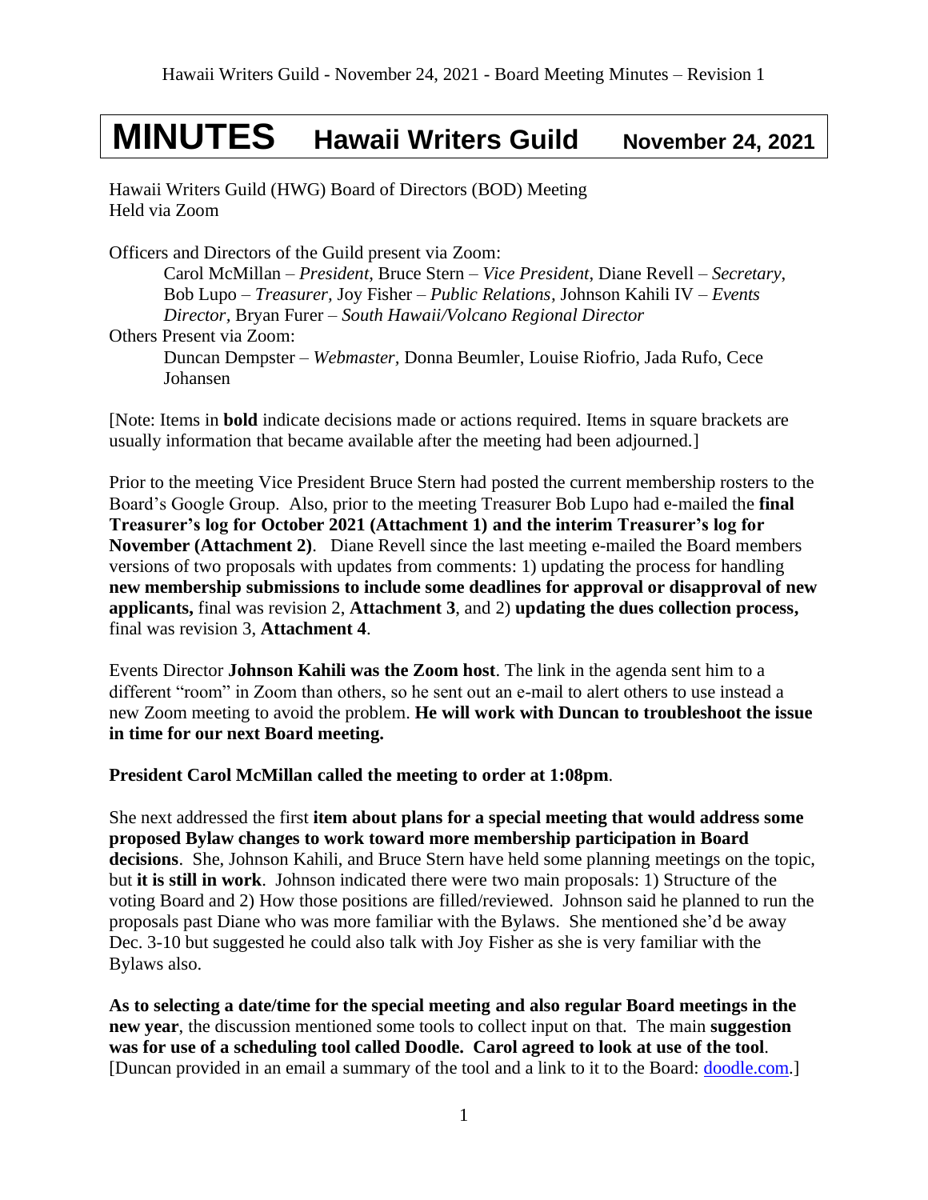# MINUTES Hawaii Writers Guild November 24, 2021

Hawaii Writers Guild (HWG) Board of Directors (BOD) Meeting
Held via Zoom

Officers and Directors of the Guild present via Zoom:
Carol McMillan – *President*, Bruce Stern – *Vice President*, Diane Revell – *Secretary*, Bob Lupo – *Treasurer,* Joy Fisher – *Public Relations,* Johnson Kahili IV – *Events Director*, Bryan Furer – *South Hawaii/Volcano Regional Director*

Others Present via Zoom:
Duncan Dempster – *Webmaster,* Donna Beumler, Louise Riofrio, Jada Rufo, Cece Johansen

[Note: Items in **bold** indicate decisions made or actions required. Items in square brackets are usually information that became available after the meeting had been adjourned.]

Prior to the meeting Vice President Bruce Stern had posted the current membership rosters to the Board's Google Group. Also, prior to the meeting Treasurer Bob Lupo had e-mailed the **final Treasurer's log for October 2021 (Attachment 1) and the interim Treasurer's log for November (Attachment 2)**. Diane Revell since the last meeting e-mailed the Board members versions of two proposals with updates from comments: 1) updating the process for handling **new membership submissions to include some deadlines for approval or disapproval of new applicants,** final was revision 2, **Attachment 3**, and 2) **updating the dues collection process,** final was revision 3, **Attachment 4**.

Events Director **Johnson Kahili was the Zoom host**. The link in the agenda sent him to a different "room" in Zoom than others, so he sent out an e-mail to alert others to use instead a new Zoom meeting to avoid the problem. **He will work with Duncan to troubleshoot the issue in time for our next Board meeting.**

**President Carol McMillan called the meeting to order at 1:08pm**.

She next addressed the first **item about plans for a special meeting that would address some proposed Bylaw changes to work toward more membership participation in Board decisions**. She, Johnson Kahili, and Bruce Stern have held some planning meetings on the topic, but **it is still in work**. Johnson indicated there were two main proposals: 1) Structure of the voting Board and 2) How those positions are filled/reviewed. Johnson said he planned to run the proposals past Diane who was more familiar with the Bylaws. She mentioned she'd be away Dec. 3-10 but suggested he could also talk with Joy Fisher as she is very familiar with the Bylaws also.

**As to selecting a date/time for the special meeting and also regular Board meetings in the new year**, the discussion mentioned some tools to collect input on that. The main **suggestion was for use of a scheduling tool called Doodle. Carol agreed to look at use of the tool**. [Duncan provided in an email a summary of the tool and a link to it to the Board: doodle.com.]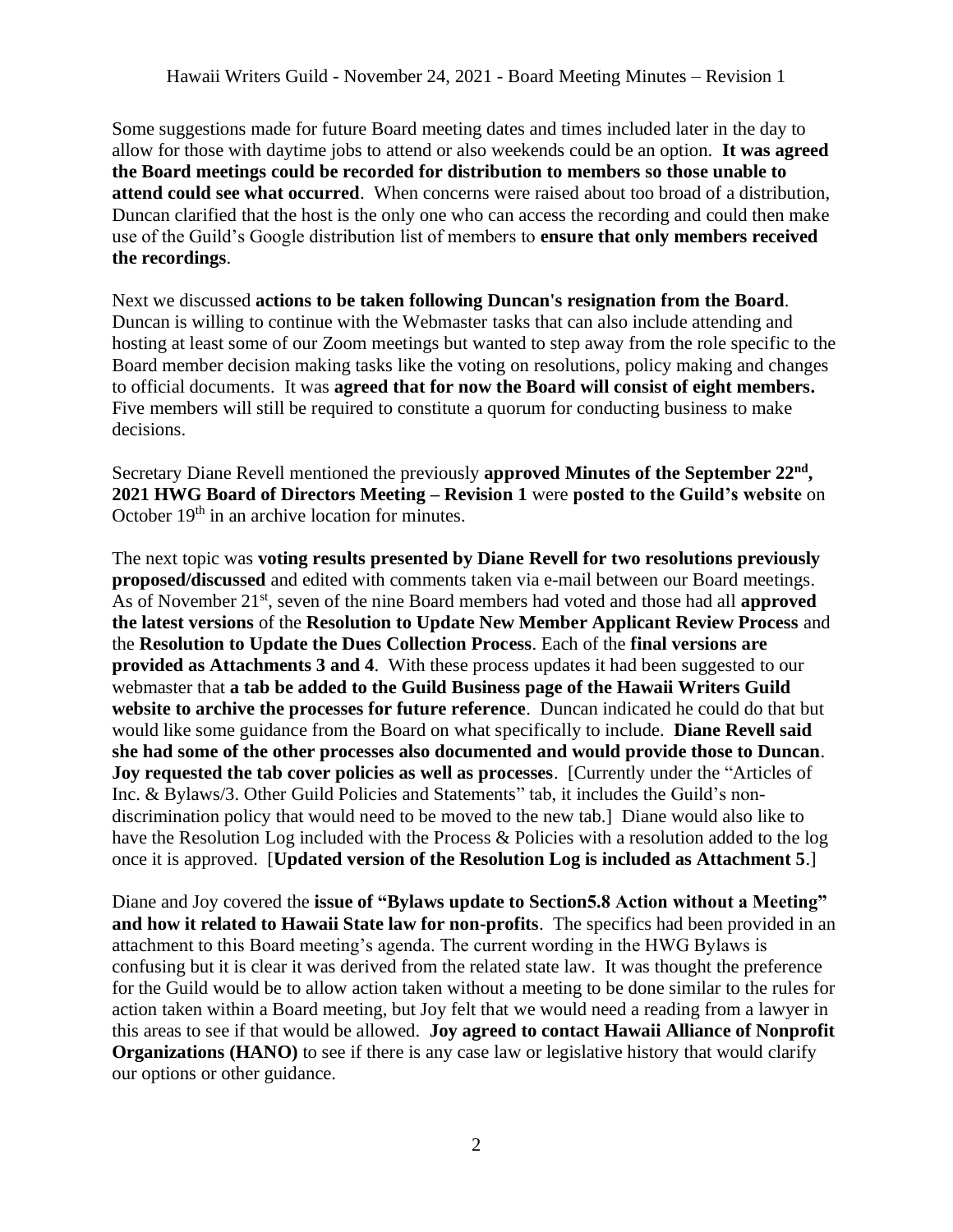Some suggestions made for future Board meeting dates and times included later in the day to allow for those with daytime jobs to attend or also weekends could be an option. **It was agreed the Board meetings could be recorded for distribution to members so those unable to attend could see what occurred**. When concerns were raised about too broad of a distribution, Duncan clarified that the host is the only one who can access the recording and could then make use of the Guild's Google distribution list of members to **ensure that only members received the recordings**.

Next we discussed **actions to be taken following Duncan's resignation from the Board**. Duncan is willing to continue with the Webmaster tasks that can also include attending and hosting at least some of our Zoom meetings but wanted to step away from the role specific to the Board member decision making tasks like the voting on resolutions, policy making and changes to official documents. It was **agreed that for now the Board will consist of eight members.** Five members will still be required to constitute a quorum for conducting business to make decisions.

Secretary Diane Revell mentioned the previously **approved Minutes of the September 22nd, 2021 HWG Board of Directors Meeting – Revision 1** were **posted to the Guild's website** on October 19th in an archive location for minutes.

The next topic was **voting results presented by Diane Revell for two resolutions previously proposed/discussed** and edited with comments taken via e-mail between our Board meetings. As of November 21st, seven of the nine Board members had voted and those had all **approved the latest versions** of the **Resolution to Update New Member Applicant Review Process** and the **Resolution to Update the Dues Collection Process**. Each of the **final versions are provided as Attachments 3 and 4**. With these process updates it had been suggested to our webmaster that **a tab be added to the Guild Business page of the Hawaii Writers Guild website to archive the processes for future reference**. Duncan indicated he could do that but would like some guidance from the Board on what specifically to include. **Diane Revell said she had some of the other processes also documented and would provide those to Duncan**. **Joy requested the tab cover policies as well as processes**. [Currently under the "Articles of Inc. & Bylaws/3. Other Guild Policies and Statements" tab, it includes the Guild's non-discrimination policy that would need to be moved to the new tab.] Diane would also like to have the Resolution Log included with the Process & Policies with a resolution added to the log once it is approved. [**Updated version of the Resolution Log is included as Attachment 5**.]

Diane and Joy covered the **issue of "Bylaws update to Section5.8 Action without a Meeting" and how it related to Hawaii State law for non-profits**. The specifics had been provided in an attachment to this Board meeting's agenda. The current wording in the HWG Bylaws is confusing but it is clear it was derived from the related state law. It was thought the preference for the Guild would be to allow action taken without a meeting to be done similar to the rules for action taken within a Board meeting, but Joy felt that we would need a reading from a lawyer in this areas to see if that would be allowed. **Joy agreed to contact Hawaii Alliance of Nonprofit Organizations (HANO)** to see if there is any case law or legislative history that would clarify our options or other guidance.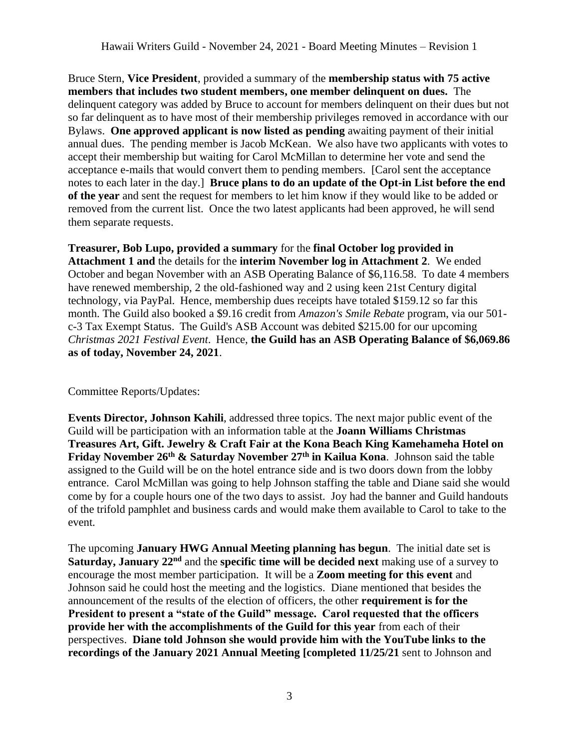Bruce Stern, **Vice President**, provided a summary of the **membership status with 75 active members that includes two student members, one member delinquent on dues.** The delinquent category was added by Bruce to account for members delinquent on their dues but not so far delinquent as to have most of their membership privileges removed in accordance with our Bylaws. **One approved applicant is now listed as pending** awaiting payment of their initial annual dues. The pending member is Jacob McKean. We also have two applicants with votes to accept their membership but waiting for Carol McMillan to determine her vote and send the acceptance e-mails that would convert them to pending members. [Carol sent the acceptance notes to each later in the day.] **Bruce plans to do an update of the Opt-in List before the end of the year** and sent the request for members to let him know if they would like to be added or removed from the current list. Once the two latest applicants had been approved, he will send them separate requests.

**Treasurer, Bob Lupo, provided a summary** for the **final October log provided in Attachment 1 and** the details for the **interim November log in Attachment 2**. We ended October and began November with an ASB Operating Balance of $6,116.58. To date 4 members have renewed membership, 2 the old-fashioned way and 2 using keen 21st Century digital technology, via PayPal. Hence, membership dues receipts have totaled $159.12 so far this month. The Guild also booked a $9.16 credit from *Amazon's Smile Rebate* program, via our 501-c-3 Tax Exempt Status. The Guild's ASB Account was debited $215.00 for our upcoming *Christmas 2021 Festival Event*. Hence, **the Guild has an ASB Operating Balance of $6,069.86 as of today, November 24, 2021**.

Committee Reports/Updates:

**Events Director, Johnson Kahili**, addressed three topics. The next major public event of the Guild will be participation with an information table at the **Joann Williams Christmas Treasures Art, Gift. Jewelry & Craft Fair at the Kona Beach King Kamehameha Hotel on Friday November 26th & Saturday November 27th in Kailua Kona**. Johnson said the table assigned to the Guild will be on the hotel entrance side and is two doors down from the lobby entrance. Carol McMillan was going to help Johnson staffing the table and Diane said she would come by for a couple hours one of the two days to assist. Joy had the banner and Guild handouts of the trifold pamphlet and business cards and would make them available to Carol to take to the event.

The upcoming **January HWG Annual Meeting planning has begun**. The initial date set is **Saturday, January 22nd** and the **specific time will be decided next** making use of a survey to encourage the most member participation. It will be a **Zoom meeting for this event** and Johnson said he could host the meeting and the logistics. Diane mentioned that besides the announcement of the results of the election of officers, the other **requirement is for the President to present a "state of the Guild" message. Carol requested that the officers provide her with the accomplishments of the Guild for this year** from each of their perspectives. **Diane told Johnson she would provide him with the YouTube links to the recordings of the January 2021 Annual Meeting [completed 11/25/21** sent to Johnson and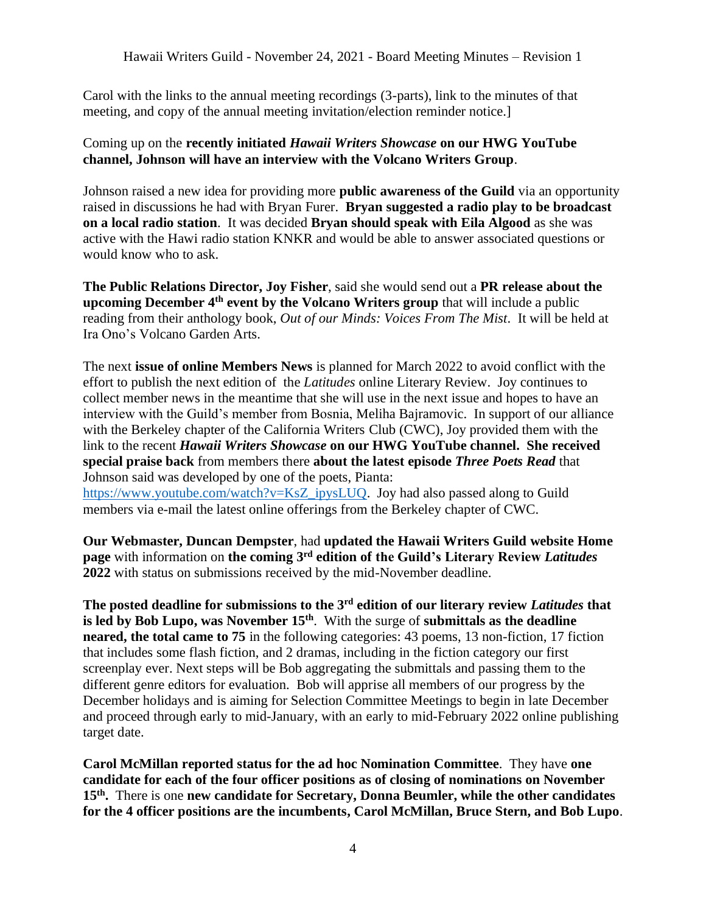Carol with the links to the annual meeting recordings (3-parts), link to the minutes of that meeting, and copy of the annual meeting invitation/election reminder notice.]

Coming up on the **recently initiated *Hawaii Writers Showcase* on our HWG YouTube channel, Johnson will have an interview with the Volcano Writers Group**.

Johnson raised a new idea for providing more **public awareness of the Guild** via an opportunity raised in discussions he had with Bryan Furer. **Bryan suggested a radio play to be broadcast on a local radio station**. It was decided **Bryan should speak with Eila Algood** as she was active with the Hawi radio station KNKR and would be able to answer associated questions or would know who to ask.

**The Public Relations Director, Joy Fisher**, said she would send out a **PR release about the upcoming December 4th event by the Volcano Writers group** that will include a public reading from their anthology book, *Out of our Minds: Voices From The Mist*. It will be held at Ira Ono's Volcano Garden Arts.

The next **issue of online Members News** is planned for March 2022 to avoid conflict with the effort to publish the next edition of the *Latitudes* online Literary Review. Joy continues to collect member news in the meantime that she will use in the next issue and hopes to have an interview with the Guild's member from Bosnia, Meliha Bajramovic. In support of our alliance with the Berkeley chapter of the California Writers Club (CWC), Joy provided them with the link to the recent ***Hawaii Writers Showcase* on our HWG YouTube channel. She received special praise back** from members there **about the latest episode *Three Poets Read*** that Johnson said was developed by one of the poets, Pianta: https://www.youtube.com/watch?v=KsZ_ipysLUQ. Joy had also passed along to Guild members via e-mail the latest online offerings from the Berkeley chapter of CWC.

**Our Webmaster, Duncan Dempster**, had **updated the Hawaii Writers Guild website Home page** with information on **the coming 3rd edition of the Guild's Literary Review *Latitudes* 2022** with status on submissions received by the mid-November deadline.

**The posted deadline for submissions to the 3rd edition of our literary review *Latitudes* that is led by Bob Lupo, was November 15th**. With the surge of **submittals as the deadline neared, the total came to 75** in the following categories: 43 poems, 13 non-fiction, 17 fiction that includes some flash fiction, and 2 dramas, including in the fiction category our first screenplay ever. Next steps will be Bob aggregating the submittals and passing them to the different genre editors for evaluation. Bob will apprise all members of our progress by the December holidays and is aiming for Selection Committee Meetings to begin in late December and proceed through early to mid-January, with an early to mid-February 2022 online publishing target date.

**Carol McMillan reported status for the ad hoc Nomination Committee**. They have **one candidate for each of the four officer positions as of closing of nominations on November 15th.** There is one **new candidate for Secretary, Donna Beumler, while the other candidates for the 4 officer positions are the incumbents, Carol McMillan, Bruce Stern, and Bob Lupo**.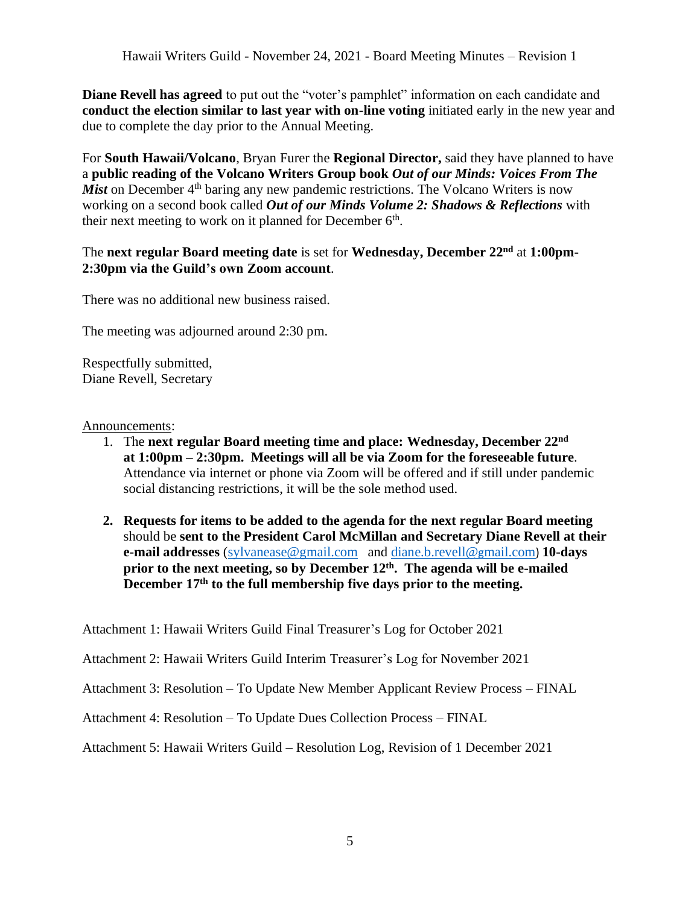**Diane Revell has agreed** to put out the "voter's pamphlet" information on each candidate and **conduct the election similar to last year with on-line voting** initiated early in the new year and due to complete the day prior to the Annual Meeting.

For **South Hawaii/Volcano**, Bryan Furer the **Regional Director,** said they have planned to have a **public reading of the Volcano Writers Group book *Out of our Minds: Voices From The Mist*** on December 4th baring any new pandemic restrictions. The Volcano Writers is now working on a second book called ***Out of our Minds Volume 2: Shadows & Reflections*** with their next meeting to work on it planned for December 6th.

The **next regular Board meeting date** is set for **Wednesday, December 22nd** at **1:00pm-2:30pm via the Guild's own Zoom account**.

There was no additional new business raised.

The meeting was adjourned around 2:30 pm.

Respectfully submitted,
Diane Revell, Secretary

Announcements:

1. The **next regular Board meeting time and place: Wednesday, December 22nd at 1:00pm – 2:30pm. Meetings will all be via Zoom for the foreseeable future**. Attendance via internet or phone via Zoom will be offered and if still under pandemic social distancing restrictions, it will be the sole method used.

2. **Requests for items to be added to the agenda for the next regular Board meeting** should be **sent to the President Carol McMillan and Secretary Diane Revell at their e-mail addresses** (sylvanease@gmail.com and diane.b.revell@gmail.com) **10-days prior to the next meeting, so by December 12th. The agenda will be e-mailed December 17th to the full membership five days prior to the meeting.**

Attachment 1: Hawaii Writers Guild Final Treasurer's Log for October 2021

Attachment 2: Hawaii Writers Guild Interim Treasurer's Log for November 2021

Attachment 3: Resolution – To Update New Member Applicant Review Process – FINAL

Attachment 4: Resolution – To Update Dues Collection Process – FINAL

Attachment 5: Hawaii Writers Guild – Resolution Log, Revision of 1 December 2021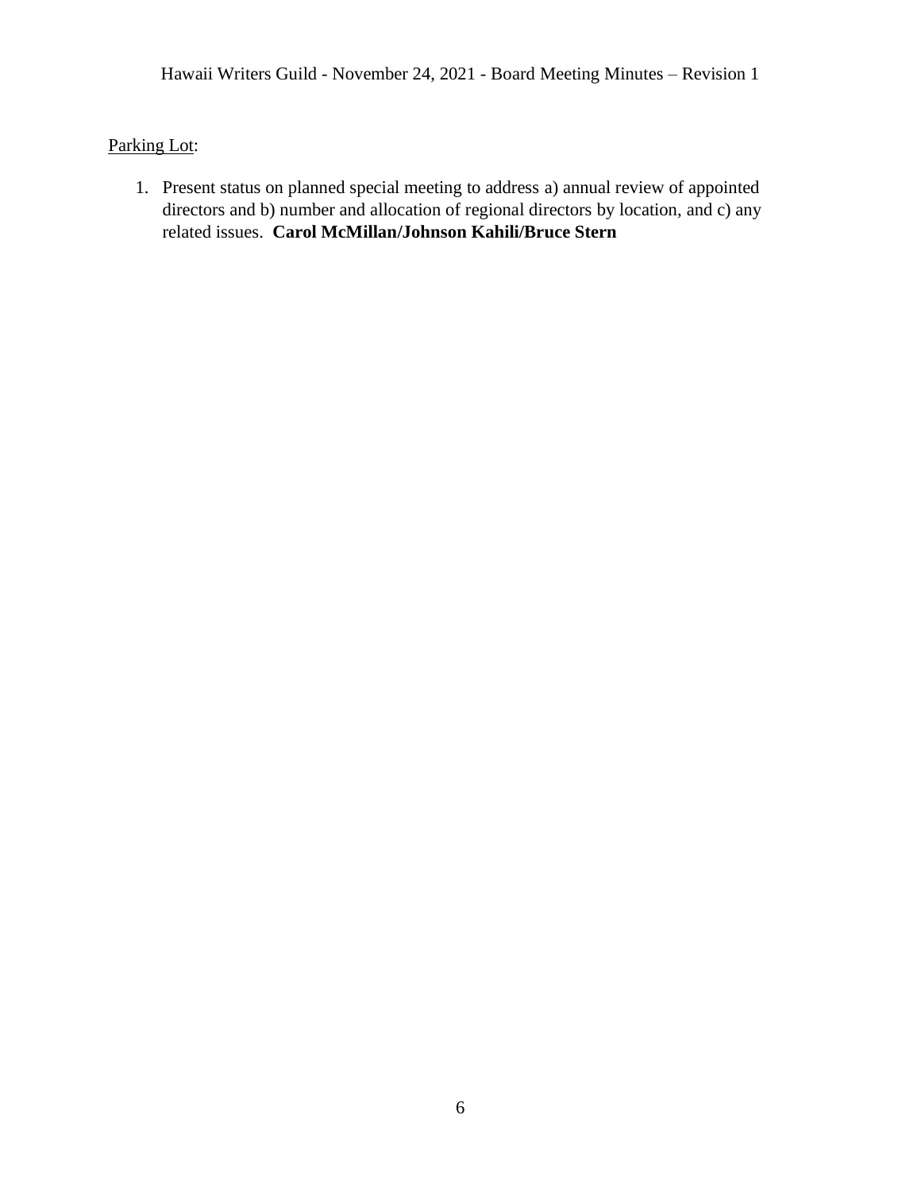<u>Parking Lot</u>:

1. Present status on planned special meeting to address a) annual review of appointed directors and b) number and allocation of regional directors by location, and c) any related issues. **Carol McMillan/Johnson Kahili/Bruce Stern**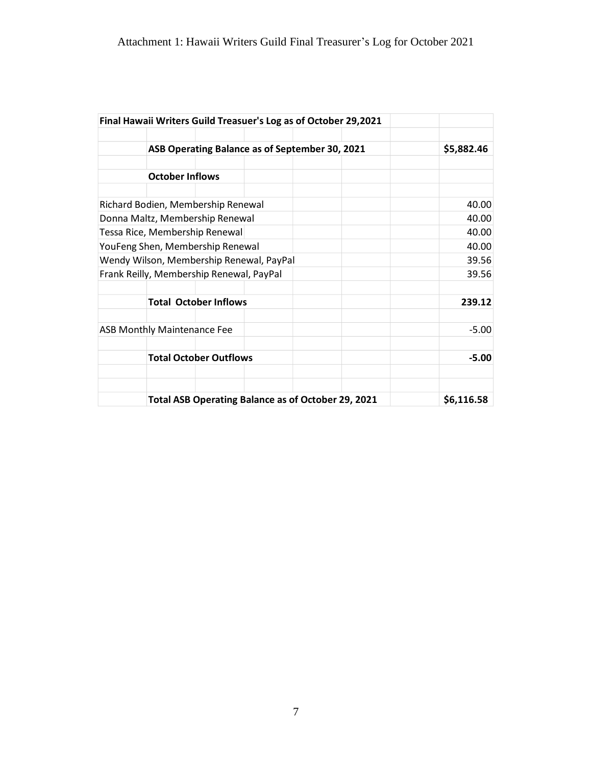Attachment 1: Hawaii Writers Guild Final Treasurer's Log for October 2021

| **Final Hawaii Writers Guild Treasuer's Log as of October 29,2021** | |
|---|---|
| | |
| **ASB Operating Balance as of September 30, 2021** | **$5,882.46** |
| | |
| **October Inflows** | |
| | |
| Richard Bodien, Membership Renewal | 40.00 |
| Donna Maltz, Membership Renewal | 40.00 |
| Tessa Rice, Membership Renewal | 40.00 |
| YouFeng Shen, Membership Renewal | 40.00 |
| Wendy Wilson, Membership Renewal, PayPal | 39.56 |
| Frank Reilly, Membership Renewal, PayPal | 39.56 |
| | |
| **Total October Inflows** | **239.12** |
| | |
| ASB Monthly Maintenance Fee | -5.00 |
| | |
| **Total October Outflows** | **-5.00** |
| | |
| | |
| **Total ASB Operating Balance as of October 29, 2021** | **$6,116.58** |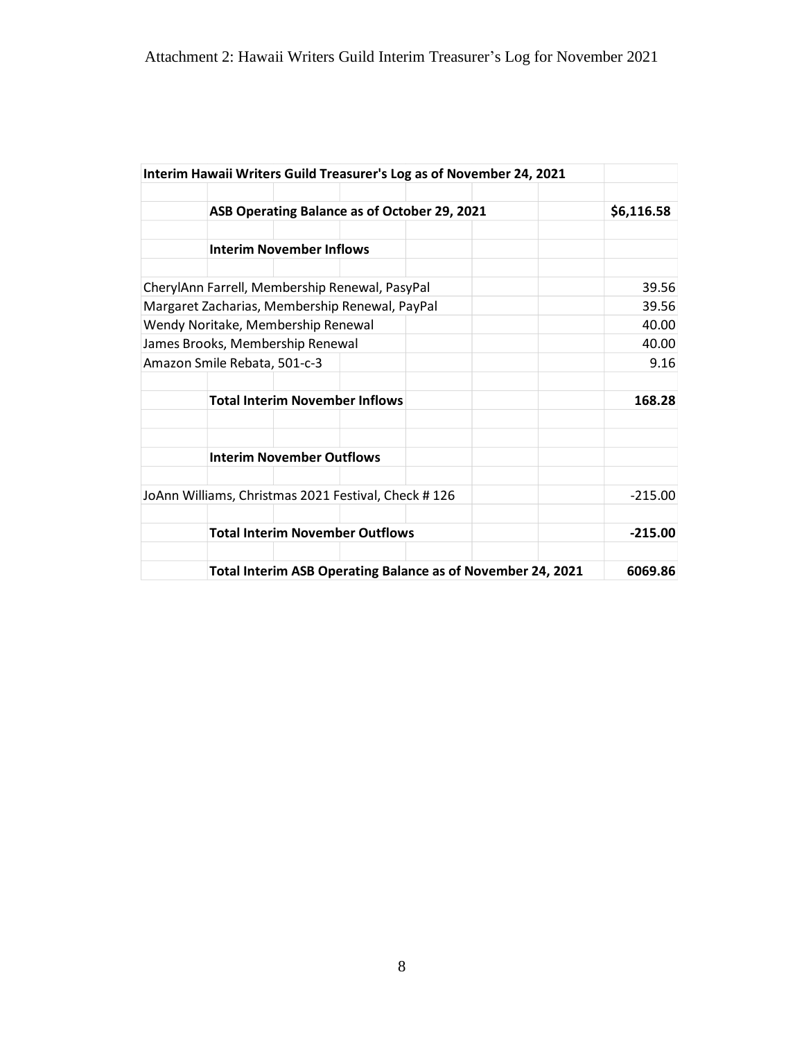Attachment 2: Hawaii Writers Guild Interim Treasurer's Log for November 2021

| Interim Hawaii Writers Guild Treasurer's Log as of November 24, 2021 | |
|---|---|
| | |
| **ASB Operating Balance as of October 29, 2021** | **$6,116.58** |
| | |
| **Interim November Inflows** | |
| | |
| CherylAnn Farrell, Membership Renewal, PasyPal | 39.56 |
| Margaret Zacharias, Membership Renewal, PayPal | 39.56 |
| Wendy Noritake, Membership Renewal | 40.00 |
| James Brooks, Membership Renewal | 40.00 |
| Amazon Smile Rebata, 501-c-3 | 9.16 |
| | |
| **Total Interim November Inflows** | **168.28** |
| | |
| | |
| **Interim November Outflows** | |
| | |
| JoAnn Williams, Christmas 2021 Festival, Check # 126 | -215.00 |
| | |
| **Total Interim November Outflows** | **-215.00** |
| | |
| **Total Interim ASB Operating Balance as of November 24, 2021** | **6069.86** |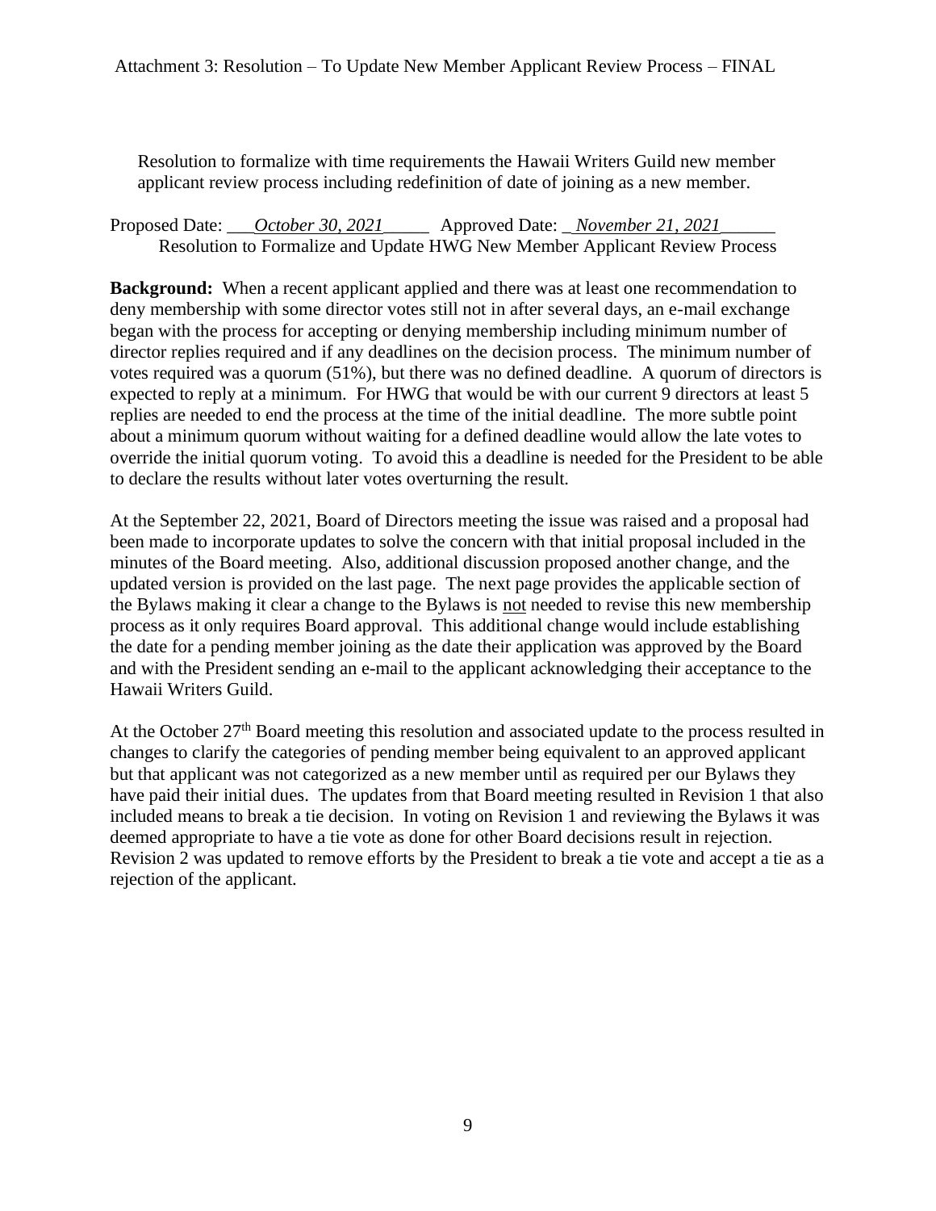Attachment 3: Resolution – To Update New Member Applicant Review Process – FINAL

Resolution to formalize with time requirements the Hawaii Writers Guild new member applicant review process including redefinition of date of joining as a new member.

Proposed Date: ___*October 30, 2021*_____ Approved Date: _*November 21, 2021*______

Resolution to Formalize and Update HWG New Member Applicant Review Process

**Background:** When a recent applicant applied and there was at least one recommendation to deny membership with some director votes still not in after several days, an e-mail exchange began with the process for accepting or denying membership including minimum number of director replies required and if any deadlines on the decision process. The minimum number of votes required was a quorum (51%), but there was no defined deadline. A quorum of directors is expected to reply at a minimum. For HWG that would be with our current 9 directors at least 5 replies are needed to end the process at the time of the initial deadline. The more subtle point about a minimum quorum without waiting for a defined deadline would allow the late votes to override the initial quorum voting. To avoid this a deadline is needed for the President to be able to declare the results without later votes overturning the result.

At the September 22, 2021, Board of Directors meeting the issue was raised and a proposal had been made to incorporate updates to solve the concern with that initial proposal included in the minutes of the Board meeting. Also, additional discussion proposed another change, and the updated version is provided on the last page. The next page provides the applicable section of the Bylaws making it clear a change to the Bylaws is <u>not</u> needed to revise this new membership process as it only requires Board approval. This additional change would include establishing the date for a pending member joining as the date their application was approved by the Board and with the President sending an e-mail to the applicant acknowledging their acceptance to the Hawaii Writers Guild.

At the October 27th Board meeting this resolution and associated update to the process resulted in changes to clarify the categories of pending member being equivalent to an approved applicant but that applicant was not categorized as a new member until as required per our Bylaws they have paid their initial dues. The updates from that Board meeting resulted in Revision 1 that also included means to break a tie decision. In voting on Revision 1 and reviewing the Bylaws it was deemed appropriate to have a tie vote as done for other Board decisions result in rejection. Revision 2 was updated to remove efforts by the President to break a tie vote and accept a tie as a rejection of the applicant.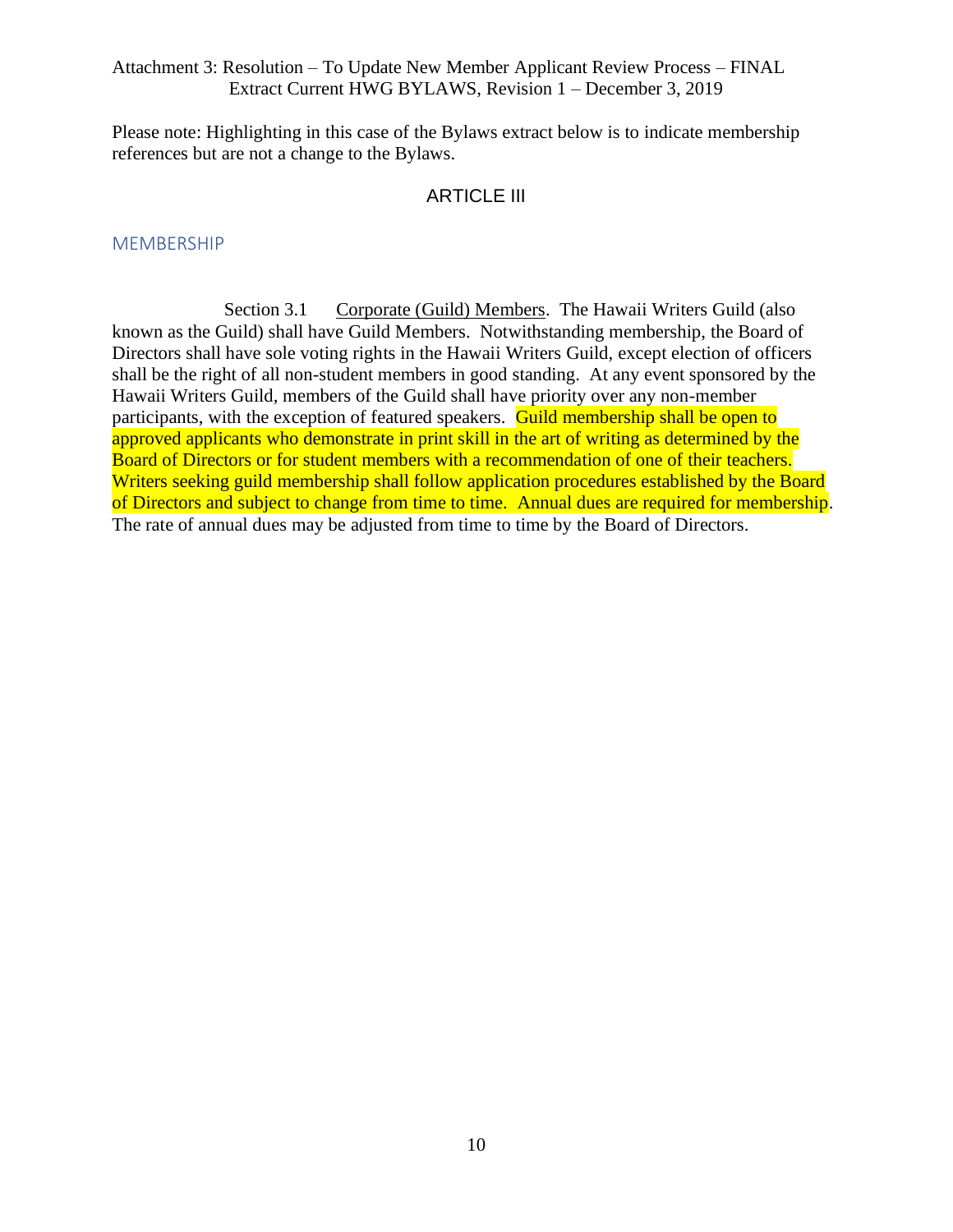Attachment 3: Resolution – To Update New Member Applicant Review Process – FINAL
Extract Current HWG BYLAWS, Revision 1 – December 3, 2019

Please note: Highlighting in this case of the Bylaws extract below is to indicate membership references but are not a change to the Bylaws.

## ARTICLE III

### MEMBERSHIP

Section 3.1 Corporate (Guild) Members. The Hawaii Writers Guild (also known as the Guild) shall have Guild Members. Notwithstanding membership, the Board of Directors shall have sole voting rights in the Hawaii Writers Guild, except election of officers shall be the right of all non-student members in good standing. At any event sponsored by the Hawaii Writers Guild, members of the Guild shall have priority over any non-member participants, with the exception of featured speakers. Guild membership shall be open to approved applicants who demonstrate in print skill in the art of writing as determined by the Board of Directors or for student members with a recommendation of one of their teachers. Writers seeking guild membership shall follow application procedures established by the Board of Directors and subject to change from time to time. Annual dues are required for membership. The rate of annual dues may be adjusted from time to time by the Board of Directors.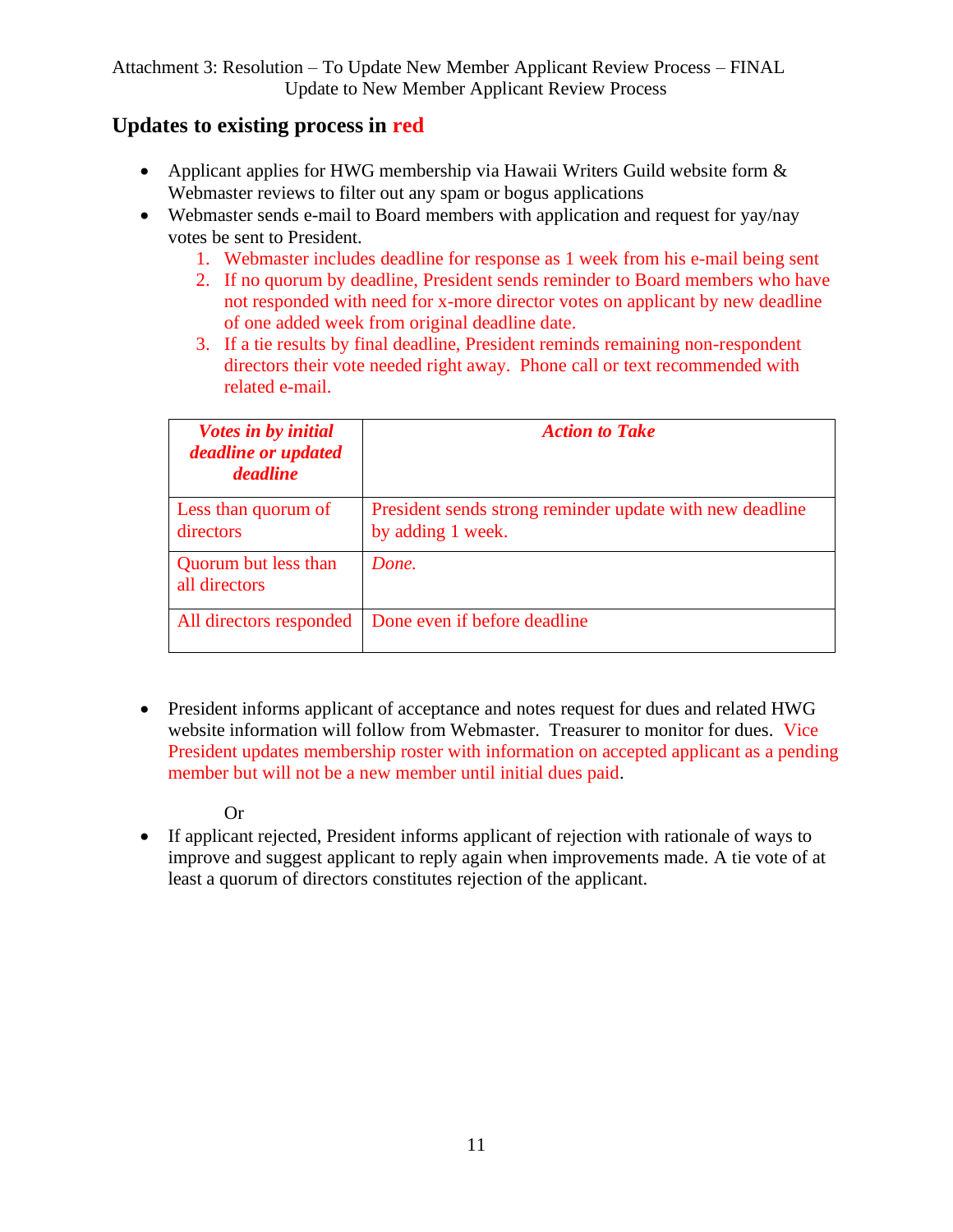Attachment 3: Resolution – To Update New Member Applicant Review Process – FINAL
Update to New Member Applicant Review Process

## Updates to existing process in red

- Applicant applies for HWG membership via Hawaii Writers Guild website form & Webmaster reviews to filter out any spam or bogus applications
- Webmaster sends e-mail to Board members with application and request for yay/nay votes be sent to President.
    1. Webmaster includes deadline for response as 1 week from his e-mail being sent
    2. If no quorum by deadline, President sends reminder to Board members who have not responded with need for x-more director votes on applicant by new deadline of one added week from original deadline date.
    3. If a tie results by final deadline, President reminds remaining non-respondent directors their vote needed right away.  Phone call or text recommended with related e-mail.

| ***Votes in by initial deadline or updated deadline*** | ***Action to Take*** |
|---|---|
| Less than quorum of directors | President sends strong reminder update with new deadline by adding 1 week. |
| Quorum but less than all directors | *Done.* |
| All directors responded | Done even if before deadline |

- President informs applicant of acceptance and notes request for dues and related HWG website information will follow from Webmaster.  Treasurer to monitor for dues.  Vice President updates membership roster with information on accepted applicant as a pending member but will not be a new member until initial dues paid.

  Or

- If applicant rejected, President informs applicant of rejection with rationale of ways to improve and suggest applicant to reply again when improvements made. A tie vote of at least a quorum of directors constitutes rejection of the applicant.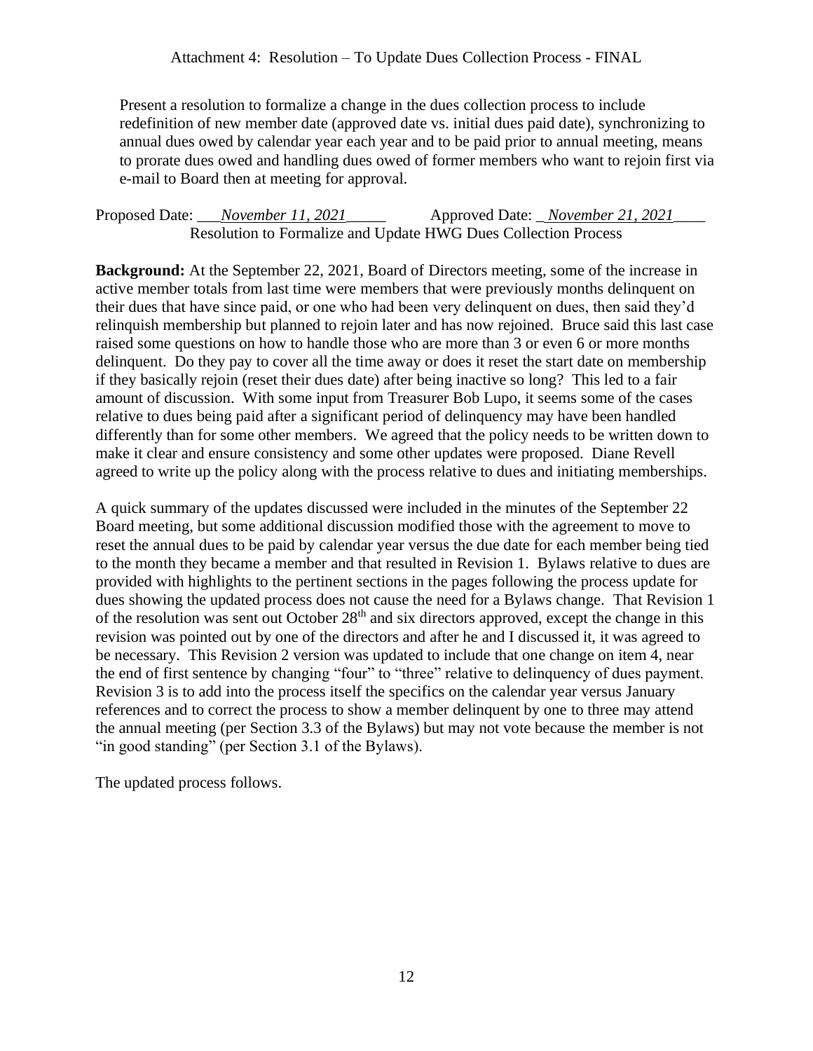Attachment 4: Resolution – To Update Dues Collection Process - FINAL

Present a resolution to formalize a change in the dues collection process to include redefinition of new member date (approved date vs. initial dues paid date), synchronizing to annual dues owed by calendar year each year and to be paid prior to annual meeting, means to prorate dues owed and handling dues owed of former members who want to rejoin first via e-mail to Board then at meeting for approval.

Proposed Date: ___*November 11, 2021*_____ Approved Date: _*November 21, 2021*____

Resolution to Formalize and Update HWG Dues Collection Process

**Background:** At the September 22, 2021, Board of Directors meeting, some of the increase in active member totals from last time were members that were previously months delinquent on their dues that have since paid, or one who had been very delinquent on dues, then said they'd relinquish membership but planned to rejoin later and has now rejoined. Bruce said this last case raised some questions on how to handle those who are more than 3 or even 6 or more months delinquent. Do they pay to cover all the time away or does it reset the start date on membership if they basically rejoin (reset their dues date) after being inactive so long? This led to a fair amount of discussion. With some input from Treasurer Bob Lupo, it seems some of the cases relative to dues being paid after a significant period of delinquency may have been handled differently than for some other members. We agreed that the policy needs to be written down to make it clear and ensure consistency and some other updates were proposed. Diane Revell agreed to write up the policy along with the process relative to dues and initiating memberships.

A quick summary of the updates discussed were included in the minutes of the September 22 Board meeting, but some additional discussion modified those with the agreement to move to reset the annual dues to be paid by calendar year versus the due date for each member being tied to the month they became a member and that resulted in Revision 1. Bylaws relative to dues are provided with highlights to the pertinent sections in the pages following the process update for dues showing the updated process does not cause the need for a Bylaws change. That Revision 1 of the resolution was sent out October 28th and six directors approved, except the change in this revision was pointed out by one of the directors and after he and I discussed it, it was agreed to be necessary. This Revision 2 version was updated to include that one change on item 4, near the end of first sentence by changing "four" to "three" relative to delinquency of dues payment. Revision 3 is to add into the process itself the specifics on the calendar year versus January references and to correct the process to show a member delinquent by one to three may attend the annual meeting (per Section 3.3 of the Bylaws) but may not vote because the member is not "in good standing" (per Section 3.1 of the Bylaws).

The updated process follows.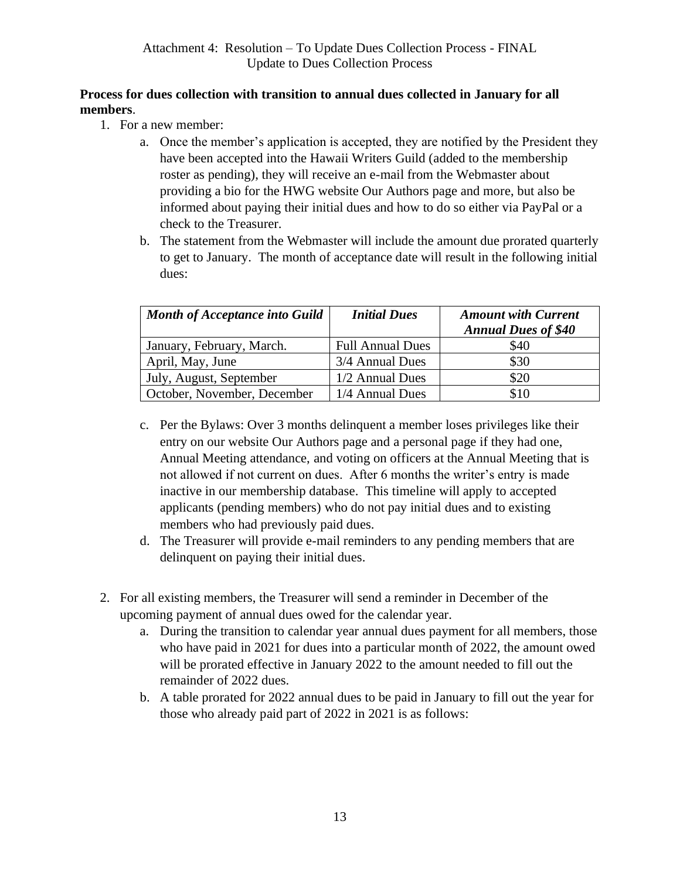Attachment 4: Resolution – To Update Dues Collection Process - FINAL
Update to Dues Collection Process

**Process for dues collection with transition to annual dues collected in January for all members**.

1. For a new member:
    a. Once the member's application is accepted, they are notified by the President they have been accepted into the Hawaii Writers Guild (added to the membership roster as pending), they will receive an e-mail from the Webmaster about providing a bio for the HWG website Our Authors page and more, but also be informed about paying their initial dues and how to do so either via PayPal or a check to the Treasurer.
    b. The statement from the Webmaster will include the amount due prorated quarterly to get to January. The month of acceptance date will result in the following initial dues:

| *Month of Acceptance into Guild* | *Initial Dues* | *Amount with Current Annual Dues of $40* |
|---|---|---|
| January, February, March. | Full Annual Dues | $40 |
| April, May, June | 3/4 Annual Dues | $30 |
| July, August, September | 1/2 Annual Dues | $20 |
| October, November, December | 1/4 Annual Dues | $10 |

    c. Per the Bylaws: Over 3 months delinquent a member loses privileges like their entry on our website Our Authors page and a personal page if they had one, Annual Meeting attendance, and voting on officers at the Annual Meeting that is not allowed if not current on dues. After 6 months the writer's entry is made inactive in our membership database. This timeline will apply to accepted applicants (pending members) who do not pay initial dues and to existing members who had previously paid dues.
    d. The Treasurer will provide e-mail reminders to any pending members that are delinquent on paying their initial dues.

2. For all existing members, the Treasurer will send a reminder in December of the upcoming payment of annual dues owed for the calendar year.
    a. During the transition to calendar year annual dues payment for all members, those who have paid in 2021 for dues into a particular month of 2022, the amount owed will be prorated effective in January 2022 to the amount needed to fill out the remainder of 2022 dues.
    b. A table prorated for 2022 annual dues to be paid in January to fill out the year for those who already paid part of 2022 in 2021 is as follows: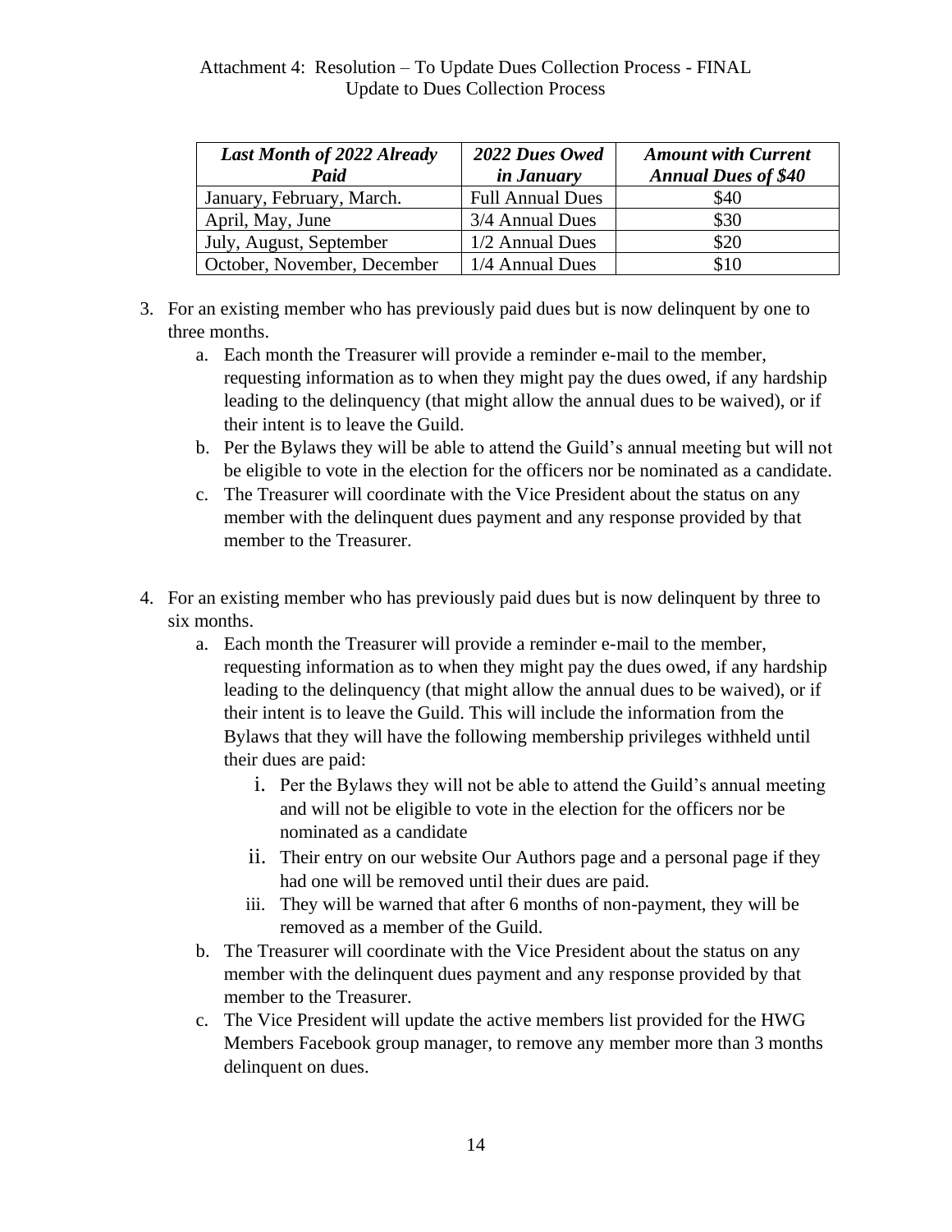Attachment 4: Resolution – To Update Dues Collection Process - FINAL
Update to Dues Collection Process

| *Last Month of 2022 Already Paid* | *2022 Dues Owed in January* | *Amount with Current Annual Dues of $40* |
|---|---|---|
| January, February, March. | Full Annual Dues | $40 |
| April, May, June | 3/4 Annual Dues | $30 |
| July, August, September | 1/2 Annual Dues | $20 |
| October, November, December | 1/4 Annual Dues | $10 |

3. For an existing member who has previously paid dues but is now delinquent by one to three months.
   a. Each month the Treasurer will provide a reminder e-mail to the member, requesting information as to when they might pay the dues owed, if any hardship leading to the delinquency (that might allow the annual dues to be waived), or if their intent is to leave the Guild.
   b. Per the Bylaws they will be able to attend the Guild's annual meeting but will not be eligible to vote in the election for the officers nor be nominated as a candidate.
   c. The Treasurer will coordinate with the Vice President about the status on any member with the delinquent dues payment and any response provided by that member to the Treasurer.

4. For an existing member who has previously paid dues but is now delinquent by three to six months.
   a. Each month the Treasurer will provide a reminder e-mail to the member, requesting information as to when they might pay the dues owed, if any hardship leading to the delinquency (that might allow the annual dues to be waived), or if their intent is to leave the Guild. This will include the information from the Bylaws that they will have the following membership privileges withheld until their dues are paid:
      i. Per the Bylaws they will not be able to attend the Guild's annual meeting and will not be eligible to vote in the election for the officers nor be nominated as a candidate
      ii. Their entry on our website Our Authors page and a personal page if they had one will be removed until their dues are paid.
      iii. They will be warned that after 6 months of non-payment, they will be removed as a member of the Guild.
   b. The Treasurer will coordinate with the Vice President about the status on any member with the delinquent dues payment and any response provided by that member to the Treasurer.
   c. The Vice President will update the active members list provided for the HWG Members Facebook group manager, to remove any member more than 3 months delinquent on dues.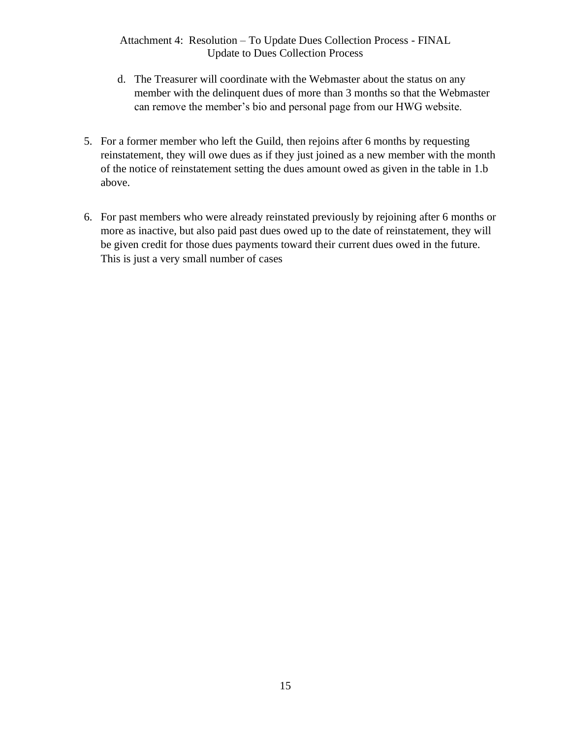d. The Treasurer will coordinate with the Webmaster about the status on any member with the delinquent dues of more than 3 months so that the Webmaster can remove the member's bio and personal page from our HWG website.

5. For a former member who left the Guild, then rejoins after 6 months by requesting reinstatement, they will owe dues as if they just joined as a new member with the month of the notice of reinstatement setting the dues amount owed as given in the table in 1.b above.

6. For past members who were already reinstated previously by rejoining after 6 months or more as inactive, but also paid past dues owed up to the date of reinstatement, they will be given credit for those dues payments toward their current dues owed in the future. This is just a very small number of cases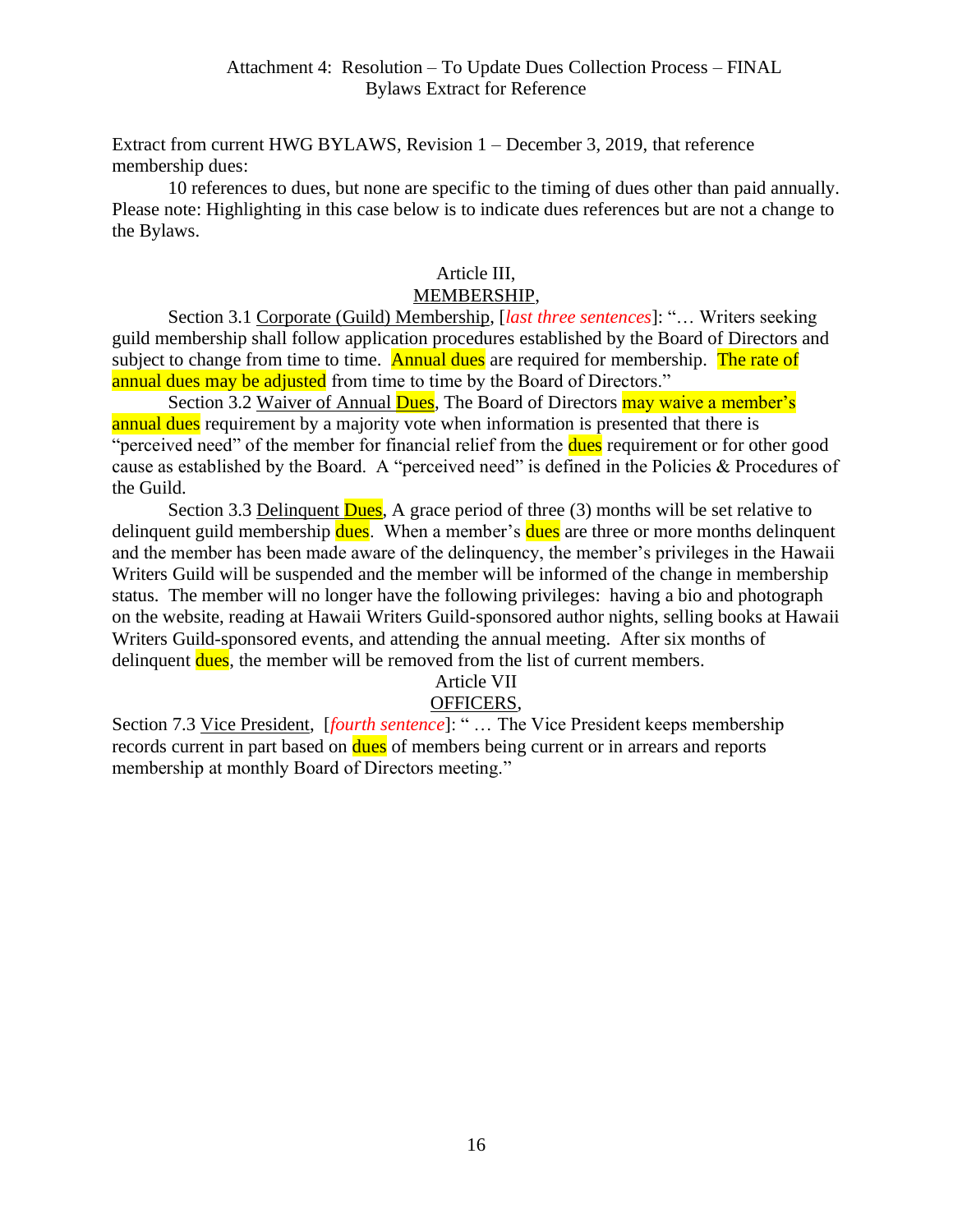Attachment 4: Resolution – To Update Dues Collection Process – FINAL
Bylaws Extract for Reference

Extract from current HWG BYLAWS, Revision 1 – December 3, 2019, that reference membership dues:

10 references to dues, but none are specific to the timing of dues other than paid annually. Please note: Highlighting in this case below is to indicate dues references but are not a change to the Bylaws.

Article III,
MEMBERSHIP,

Section 3.1 Corporate (Guild) Membership, [*last three sentences*]: "… Writers seeking guild membership shall follow application procedures established by the Board of Directors and subject to change from time to time. Annual dues are required for membership. The rate of annual dues may be adjusted from time to time by the Board of Directors."

Section 3.2 Waiver of Annual Dues, The Board of Directors may waive a member's annual dues requirement by a majority vote when information is presented that there is "perceived need" of the member for financial relief from the dues requirement or for other good cause as established by the Board. A "perceived need" is defined in the Policies & Procedures of the Guild.

Section 3.3 Delinquent Dues, A grace period of three (3) months will be set relative to delinquent guild membership dues. When a member's dues are three or more months delinquent and the member has been made aware of the delinquency, the member's privileges in the Hawaii Writers Guild will be suspended and the member will be informed of the change in membership status. The member will no longer have the following privileges: having a bio and photograph on the website, reading at Hawaii Writers Guild-sponsored author nights, selling books at Hawaii Writers Guild-sponsored events, and attending the annual meeting. After six months of delinquent dues, the member will be removed from the list of current members.

Article VII
OFFICERS,

Section 7.3 Vice President, [*fourth sentence*]: " … The Vice President keeps membership records current in part based on dues of members being current or in arrears and reports membership at monthly Board of Directors meeting."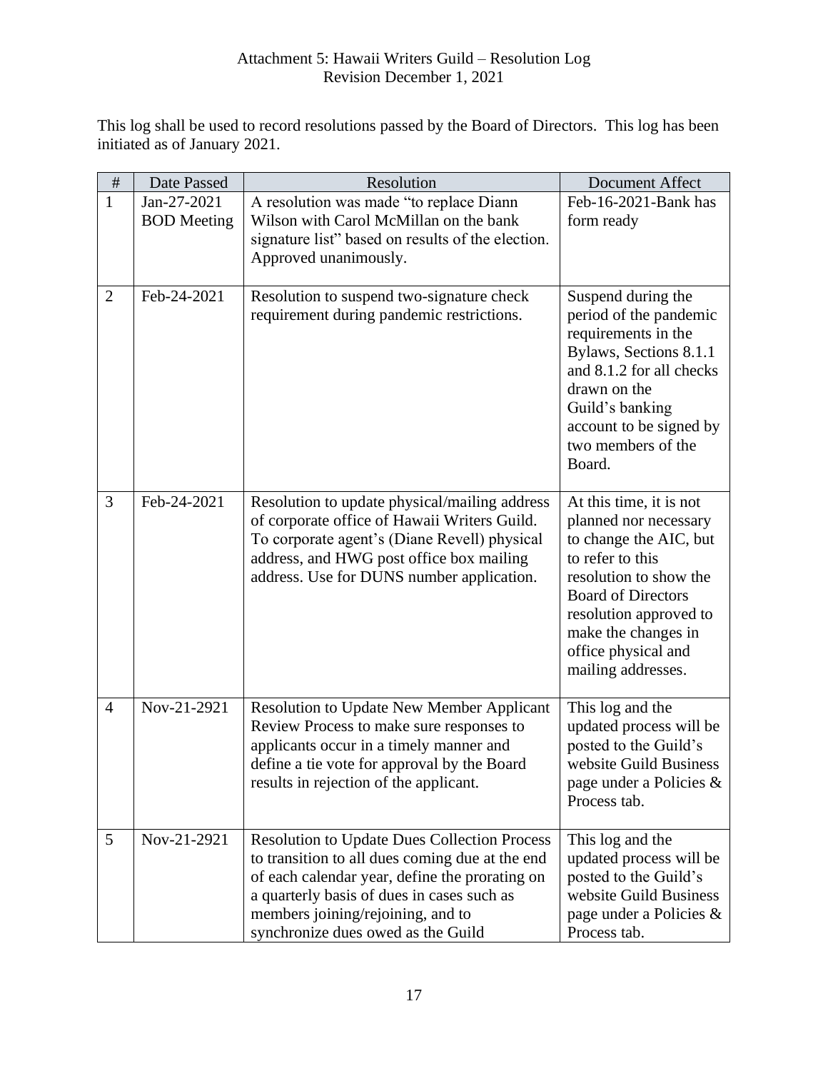Attachment 5: Hawaii Writers Guild – Resolution Log
Revision December 1, 2021

This log shall be used to record resolutions passed by the Board of Directors. This log has been initiated as of January 2021.

| # | Date Passed | Resolution | Document Affect |
|---|---|---|---|
| 1 | Jan-27-2021 BOD Meeting | A resolution was made "to replace Diann Wilson with Carol McMillan on the bank signature list" based on results of the election. Approved unanimously. | Feb-16-2021-Bank has form ready |
| 2 | Feb-24-2021 | Resolution to suspend two-signature check requirement during pandemic restrictions. | Suspend during the period of the pandemic requirements in the Bylaws, Sections 8.1.1 and 8.1.2 for all checks drawn on the Guild's banking account to be signed by two members of the Board. |
| 3 | Feb-24-2021 | Resolution to update physical/mailing address of corporate office of Hawaii Writers Guild. To corporate agent's (Diane Revell) physical address, and HWG post office box mailing address. Use for DUNS number application. | At this time, it is not planned nor necessary to change the AIC, but to refer to this resolution to show the Board of Directors resolution approved to make the changes in office physical and mailing addresses. |
| 4 | Nov-21-2921 | Resolution to Update New Member Applicant Review Process to make sure responses to applicants occur in a timely manner and define a tie vote for approval by the Board results in rejection of the applicant. | This log and the updated process will be posted to the Guild's website Guild Business page under a Policies & Process tab. |
| 5 | Nov-21-2921 | Resolution to Update Dues Collection Process to transition to all dues coming due at the end of each calendar year, define the prorating on a quarterly basis of dues in cases such as members joining/rejoining, and to synchronize dues owed as the Guild | This log and the updated process will be posted to the Guild's website Guild Business page under a Policies & Process tab. |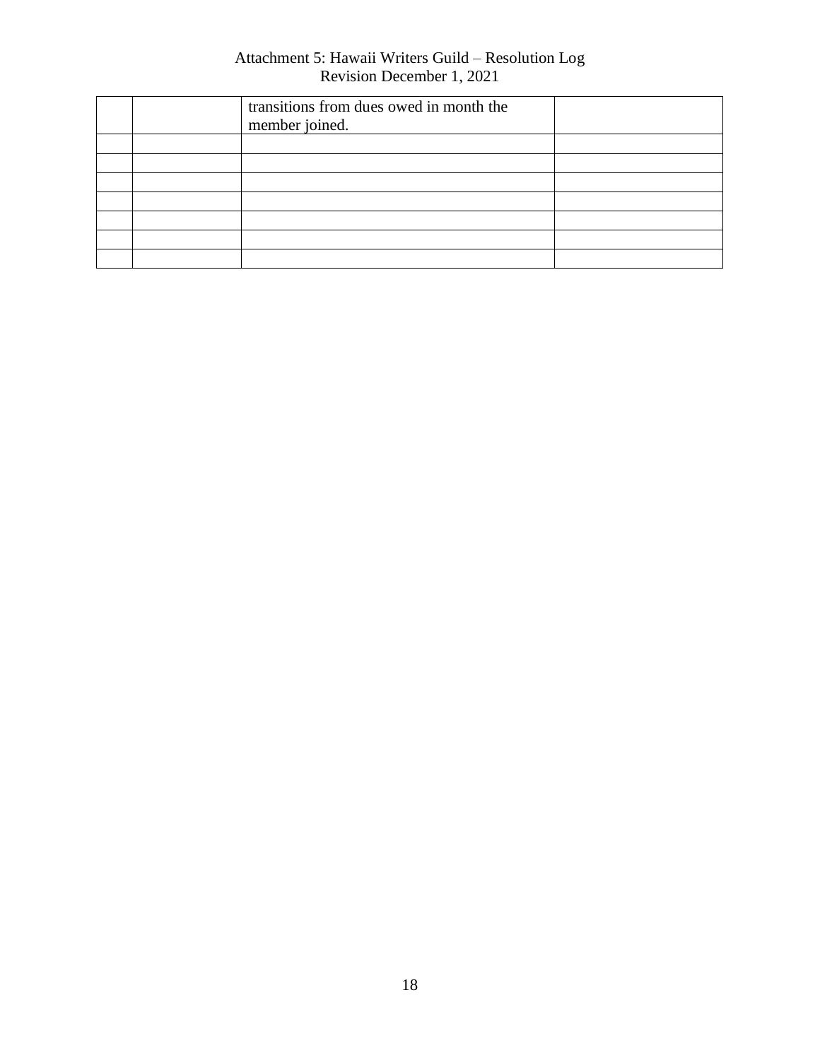| | | | |
|---|---|---|---|
| | | transitions from dues owed in month the member joined. | |
| | | | |
| | | | |
| | | | |
| | | | |
| | | | |
| | | | |
| | | | |